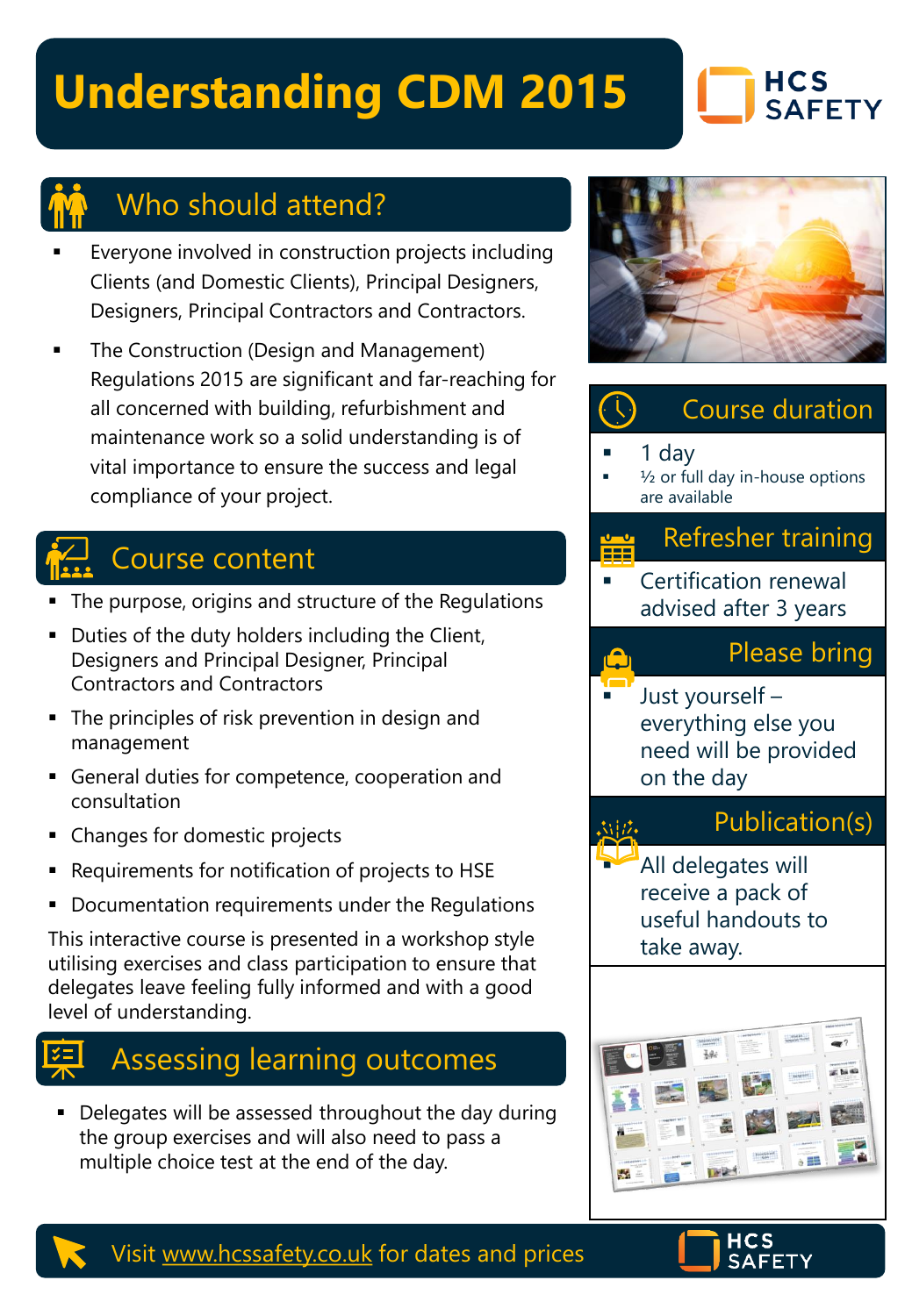# Understanding CDM 2015

HCS SAFETY

## Who should attend?

- Everyone involved in construction projects including Clients (and Domestic Clients), Principal Designers, Designers, Principal Contractors and Contractors.
- The Construction (Design and Management) Regulations 2015 are significant and far-reaching for all concerned with building, refurbishment and maintenance work so a solid understanding is of vital importance to ensure the success and legal compliance of your project.

## Course content

- The purpose, origins and structure of the Regulations
- Duties of the duty holders including the Client, Designers and Principal Designer, Principal Contractors and Contractors
- The principles of risk prevention in design and management
- General duties for competence, cooperation and consultation
- Changes for domestic projects
- Requirements for notification of projects to HSE
- Documentation requirements under the Regulations

This interactive course is presented in a workshop style utilising exercises and class participation to ensure that delegates leave feeling fully informed and with a good level of understanding.

## Assessing learning outcomes

- Delegates will be assessed throughout the day during the group exercises and will also need to pass a multiple choice test at the end of the day.

## Course duration

- 1 day
- ½ or full day in-house options are available

## Refresher training

- Certification renewal advised after 3 years

## Please bring

- Just yourself – everything else you need will be provided on the day

## Publication(s)

- All delegates will receive a pack of useful handouts to take away.

Visit www.hcssafety.co.uk for dates and prices

HCS SAFETY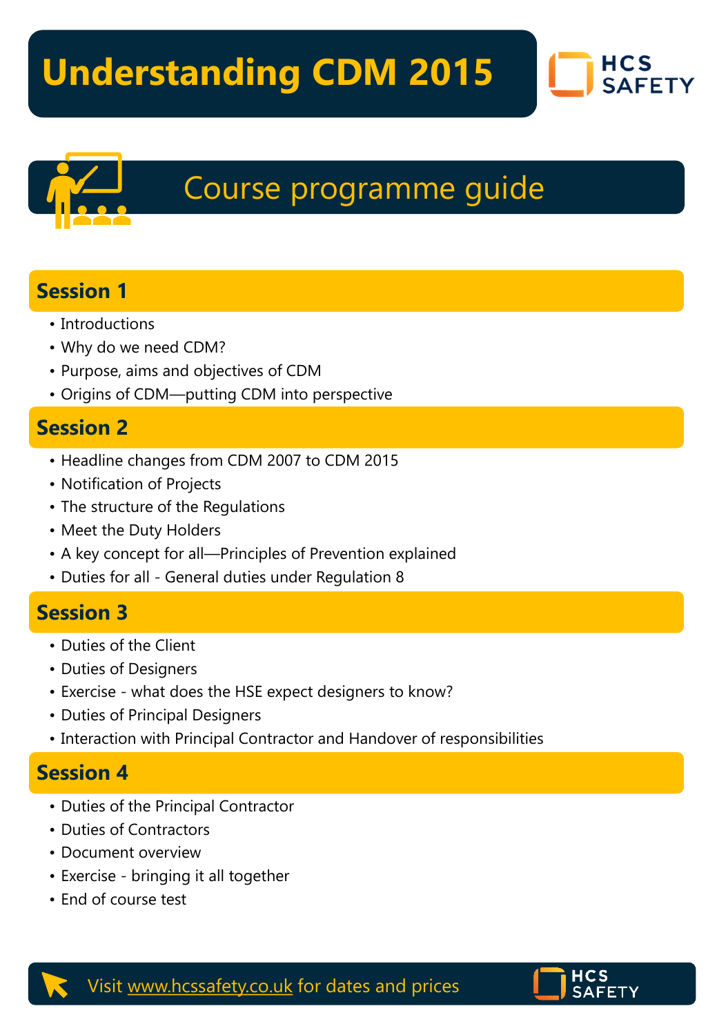# Understanding CDM 2015

HCS SAFETY

## Course programme guide

### Session 1

- Introductions
- Why do we need CDM?
- Purpose, aims and objectives of CDM
- Origins of CDM—putting CDM into perspective

### Session 2

- Headline changes from CDM 2007 to CDM 2015
- Notification of Projects
- The structure of the Regulations
- Meet the Duty Holders
- A key concept for all—Principles of Prevention explained
- Duties for all - General duties under Regulation 8

### Session 3

- Duties of the Client
- Duties of Designers
- Exercise - what does the HSE expect designers to know?
- Duties of Principal Designers
- Interaction with Principal Contractor and Handover of responsibilities

### Session 4

- Duties of the Principal Contractor
- Duties of Contractors
- Document overview
- Exercise - bringing it all together
- End of course test

Visit www.hcssafety.co.uk for dates and prices

HCS SAFETY